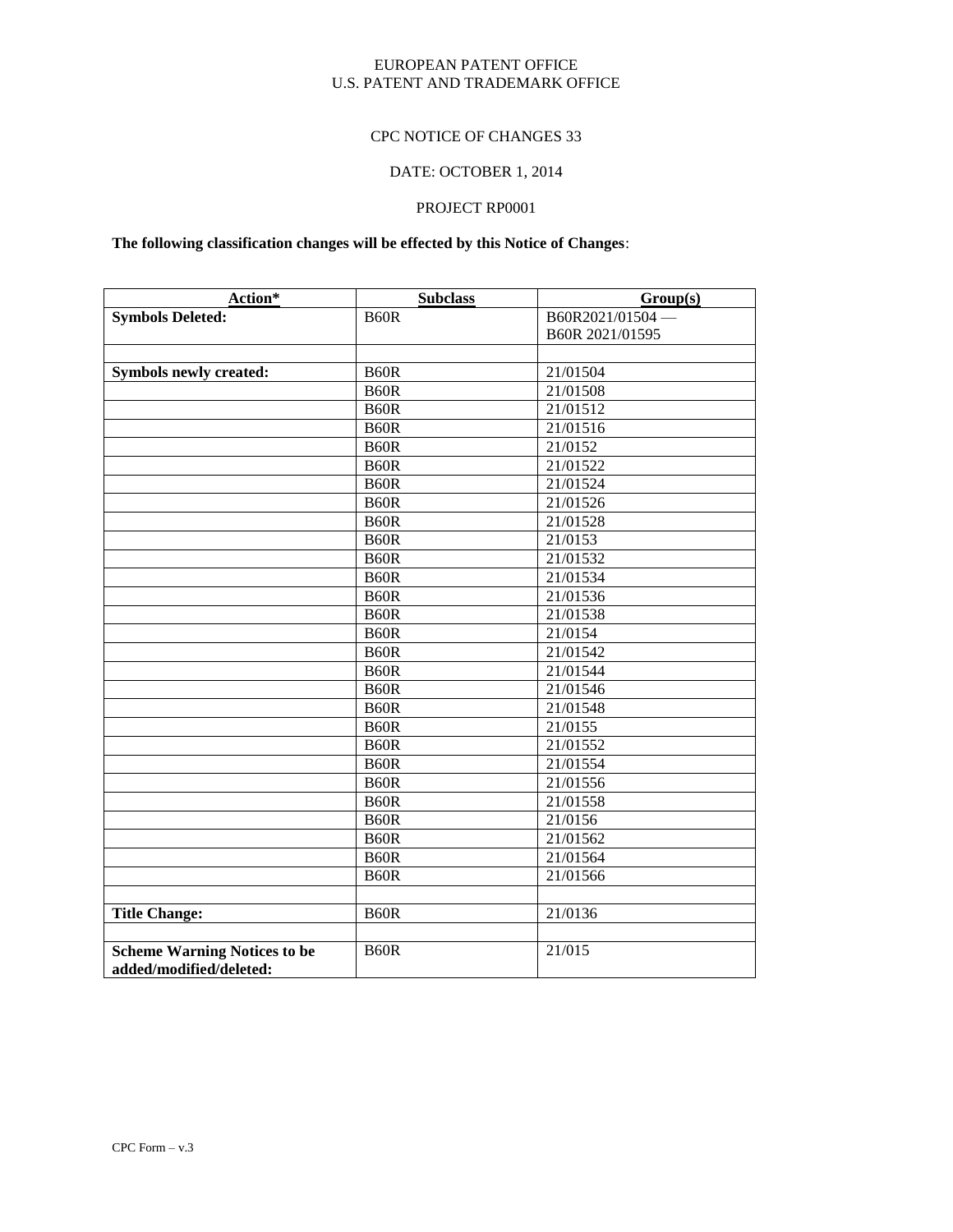EUROPEAN PATENT OFFICE
U.S. PATENT AND TRADEMARK OFFICE

CPC NOTICE OF CHANGES 33

DATE: OCTOBER 1, 2014

PROJECT RP0001

**The following classification changes will be effected by this Notice of Changes**:

| Action* | Subclass | Group(s) |
|---|---|---|
| **Symbols Deleted:** | B60R | B60R2021/01504 — B60R 2021/01595 |
| | | |
| **Symbols newly created:** | B60R | 21/01504 |
| | B60R | 21/01508 |
| | B60R | 21/01512 |
| | B60R | 21/01516 |
| | B60R | 21/0152 |
| | B60R | 21/01522 |
| | B60R | 21/01524 |
| | B60R | 21/01526 |
| | B60R | 21/01528 |
| | B60R | 21/0153 |
| | B60R | 21/01532 |
| | B60R | 21/01534 |
| | B60R | 21/01536 |
| | B60R | 21/01538 |
| | B60R | 21/0154 |
| | B60R | 21/01542 |
| | B60R | 21/01544 |
| | B60R | 21/01546 |
| | B60R | 21/01548 |
| | B60R | 21/0155 |
| | B60R | 21/01552 |
| | B60R | 21/01554 |
| | B60R | 21/01556 |
| | B60R | 21/01558 |
| | B60R | 21/0156 |
| | B60R | 21/01562 |
| | B60R | 21/01564 |
| | B60R | 21/01566 |
| | | |
| **Title Change:** | B60R | 21/0136 |
| | | |
| **Scheme Warning Notices to be added/modified/deleted:** | B60R | 21/015 |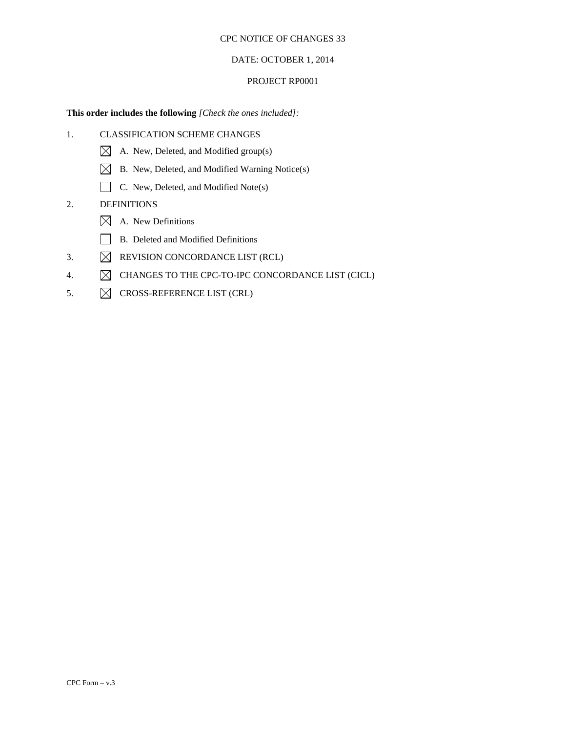CPC NOTICE OF CHANGES 33

DATE: OCTOBER 1, 2014

PROJECT RP0001

**This order includes the following** *[Check the ones included]:*

1. CLASSIFICATION SCHEME CHANGES
   - ☒ A. New, Deleted, and Modified group(s)
   - ☒ B. New, Deleted, and Modified Warning Notice(s)
   - ☐ C. New, Deleted, and Modified Note(s)
2. DEFINITIONS
   - ☒ A. New Definitions
   - ☐ B. Deleted and Modified Definitions
3. ☒ REVISION CONCORDANCE LIST (RCL)
4. ☒ CHANGES TO THE CPC-TO-IPC CONCORDANCE LIST (CICL)
5. ☒ CROSS-REFERENCE LIST (CRL)

CPC Form – v.3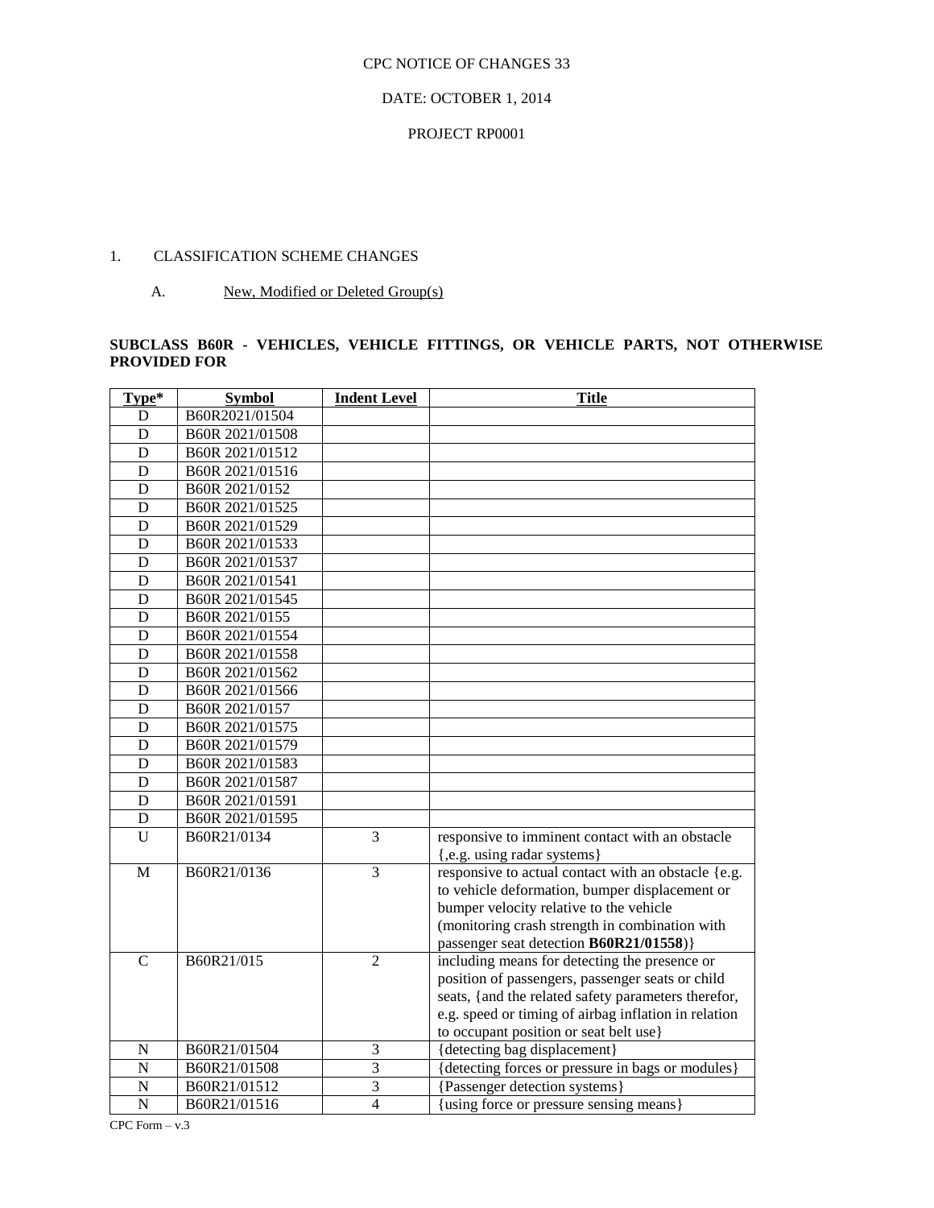CPC NOTICE OF CHANGES 33

DATE: OCTOBER 1, 2014

PROJECT RP0001

1. CLASSIFICATION SCHEME CHANGES

A. New, Modified or Deleted Group(s)

**SUBCLASS B60R - VEHICLES, VEHICLE FITTINGS, OR VEHICLE PARTS, NOT OTHERWISE PROVIDED FOR**

| Type* | Symbol | Indent Level | Title |
|---|---|---|---|
| D | B60R2021/01504 | | |
| D | B60R 2021/01508 | | |
| D | B60R 2021/01512 | | |
| D | B60R 2021/01516 | | |
| D | B60R 2021/0152 | | |
| D | B60R 2021/01525 | | |
| D | B60R 2021/01529 | | |
| D | B60R 2021/01533 | | |
| D | B60R 2021/01537 | | |
| D | B60R 2021/01541 | | |
| D | B60R 2021/01545 | | |
| D | B60R 2021/0155 | | |
| D | B60R 2021/01554 | | |
| D | B60R 2021/01558 | | |
| D | B60R 2021/01562 | | |
| D | B60R 2021/01566 | | |
| D | B60R 2021/0157 | | |
| D | B60R 2021/01575 | | |
| D | B60R 2021/01579 | | |
| D | B60R 2021/01583 | | |
| D | B60R 2021/01587 | | |
| D | B60R 2021/01591 | | |
| D | B60R 2021/01595 | | |
| U | B60R21/0134 | 3 | responsive to imminent contact with an obstacle {,e.g. using radar systems} |
| M | B60R21/0136 | 3 | responsive to actual contact with an obstacle {e.g. to vehicle deformation, bumper displacement or bumper velocity relative to the vehicle (monitoring crash strength in combination with passenger seat detection **B60R21/01558**)} |
| C | B60R21/015 | 2 | including means for detecting the presence or position of passengers, passenger seats or child seats, {and the related safety parameters therefor, e.g. speed or timing of airbag inflation in relation to occupant position or seat belt use} |
| N | B60R21/01504 | 3 | {detecting bag displacement} |
| N | B60R21/01508 | 3 | {detecting forces or pressure in bags or modules} |
| N | B60R21/01512 | 3 | {Passenger detection systems} |
| N | B60R21/01516 | 4 | {using force or pressure sensing means} |

CPC Form – v.3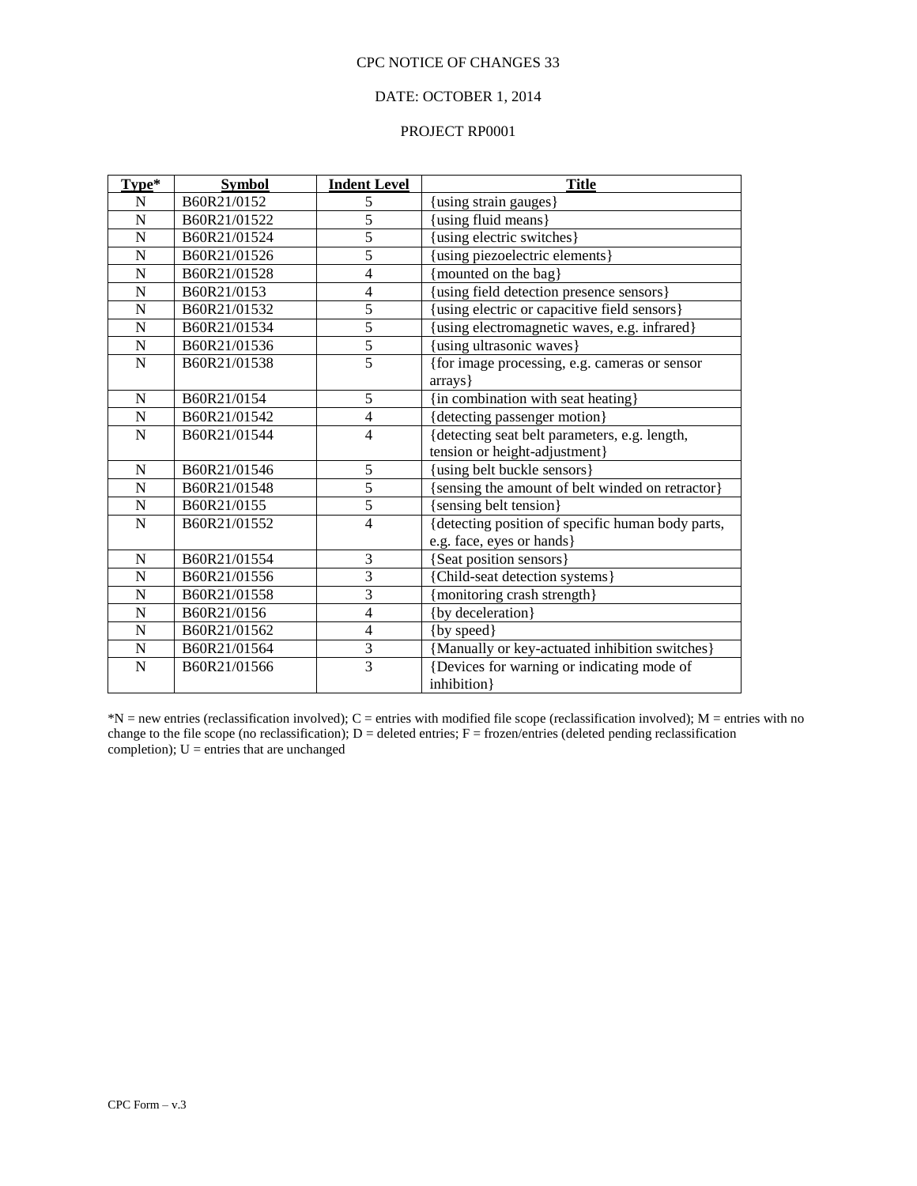CPC NOTICE OF CHANGES 33

DATE: OCTOBER 1, 2014

PROJECT RP0001

| Type* | Symbol | Indent Level | Title |
|---|---|---|---|
| N | B60R21/0152 | 5 | {using strain gauges} |
| N | B60R21/01522 | 5 | {using fluid means} |
| N | B60R21/01524 | 5 | {using electric switches} |
| N | B60R21/01526 | 5 | {using piezoelectric elements} |
| N | B60R21/01528 | 4 | {mounted on the bag} |
| N | B60R21/0153 | 4 | {using field detection presence sensors} |
| N | B60R21/01532 | 5 | {using electric or capacitive field sensors} |
| N | B60R21/01534 | 5 | {using electromagnetic waves, e.g. infrared} |
| N | B60R21/01536 | 5 | {using ultrasonic waves} |
| N | B60R21/01538 | 5 | {for image processing, e.g. cameras or sensor arrays} |
| N | B60R21/0154 | 5 | {in combination with seat heating} |
| N | B60R21/01542 | 4 | {detecting passenger motion} |
| N | B60R21/01544 | 4 | {detecting seat belt parameters, e.g. length, tension or height-adjustment} |
| N | B60R21/01546 | 5 | {using belt buckle sensors} |
| N | B60R21/01548 | 5 | {sensing the amount of belt winded on retractor} |
| N | B60R21/0155 | 5 | {sensing belt tension} |
| N | B60R21/01552 | 4 | {detecting position of specific human body parts, e.g. face, eyes or hands} |
| N | B60R21/01554 | 3 | {Seat position sensors} |
| N | B60R21/01556 | 3 | {Child-seat detection systems} |
| N | B60R21/01558 | 3 | {monitoring crash strength} |
| N | B60R21/0156 | 4 | {by deceleration} |
| N | B60R21/01562 | 4 | {by speed} |
| N | B60R21/01564 | 3 | {Manually or key-actuated inhibition switches} |
| N | B60R21/01566 | 3 | {Devices for warning or indicating mode of inhibition} |

*N = new entries (reclassification involved); C = entries with modified file scope (reclassification involved); M = entries with no change to the file scope (no reclassification); D = deleted entries; F = frozen/entries (deleted pending reclassification completion); U = entries that are unchanged

CPC Form – v.3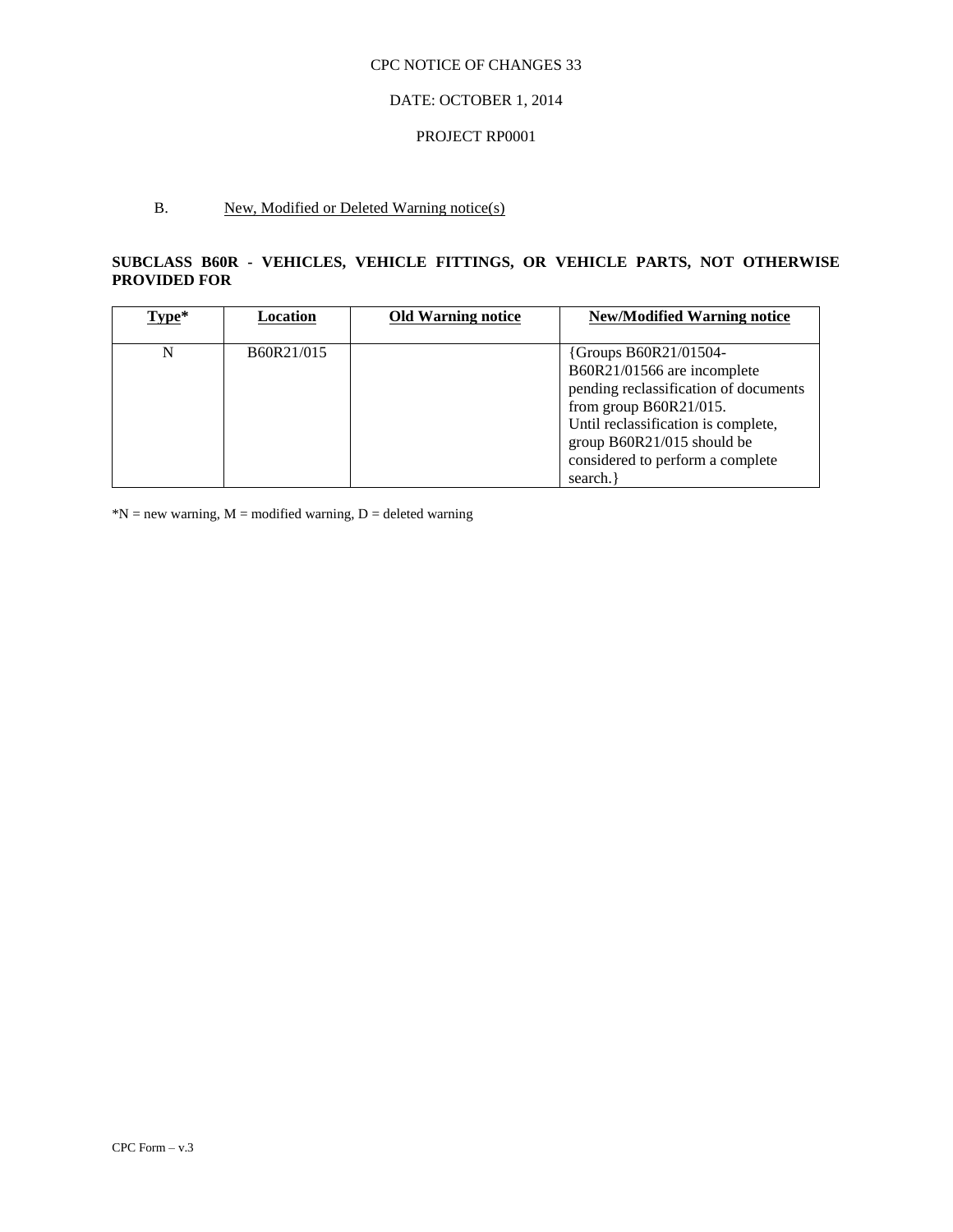CPC NOTICE OF CHANGES 33

DATE: OCTOBER 1, 2014

PROJECT RP0001

B. New, Modified or Deleted Warning notice(s)

**SUBCLASS B60R - VEHICLES, VEHICLE FITTINGS, OR VEHICLE PARTS, NOT OTHERWISE PROVIDED FOR**

| Type* | Location | Old Warning notice | New/Modified Warning notice |
|---|---|---|---|
| N | B60R21/015 | | {Groups B60R21/01504-B60R21/01566 are incomplete pending reclassification of documents from group B60R21/015. Until reclassification is complete, group B60R21/015 should be considered to perform a complete search.} |

*N = new warning, M = modified warning, D = deleted warning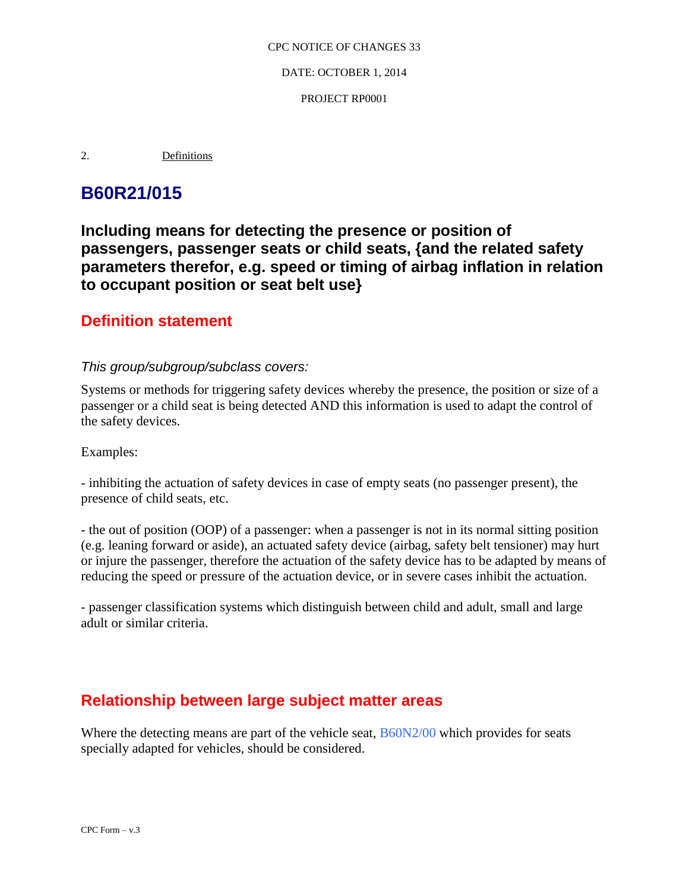2. Definitions

# B60R21/015

## Including means for detecting the presence or position of passengers, passenger seats or child seats, {and the related safety parameters therefor, e.g. speed or timing of airbag inflation in relation to occupant position or seat belt use}

### Definition statement

*This group/subgroup/subclass covers:*

Systems or methods for triggering safety devices whereby the presence, the position or size of a passenger or a child seat is being detected AND this information is used to adapt the control of the safety devices.

Examples:

- inhibiting the actuation of safety devices in case of empty seats (no passenger present), the presence of child seats, etc.

- the out of position (OOP) of a passenger: when a passenger is not in its normal sitting position (e.g. leaning forward or aside), an actuated safety device (airbag, safety belt tensioner) may hurt or injure the passenger, therefore the actuation of the safety device has to be adapted by means of reducing the speed or pressure of the actuation device, or in severe cases inhibit the actuation.

- passenger classification systems which distinguish between child and adult, small and large adult or similar criteria.

### Relationship between large subject matter areas

Where the detecting means are part of the vehicle seat, B60N2/00 which provides for seats specially adapted for vehicles, should be considered.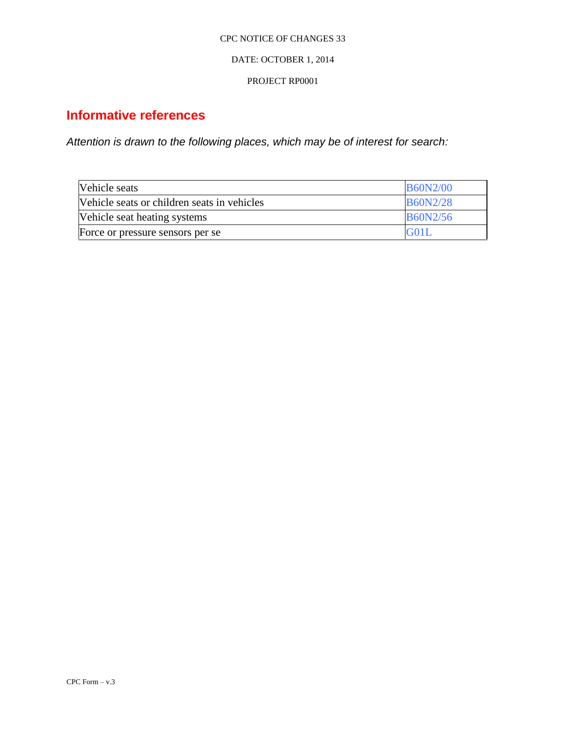CPC NOTICE OF CHANGES 33

DATE: OCTOBER 1, 2014

PROJECT RP0001

## Informative references

*Attention is drawn to the following places, which may be of interest for search:*

| | |
|---|---|
| Vehicle seats | B60N2/00 |
| Vehicle seats or children seats in vehicles | B60N2/28 |
| Vehicle seat heating systems | B60N2/56 |
| Force or pressure sensors per se | G01L |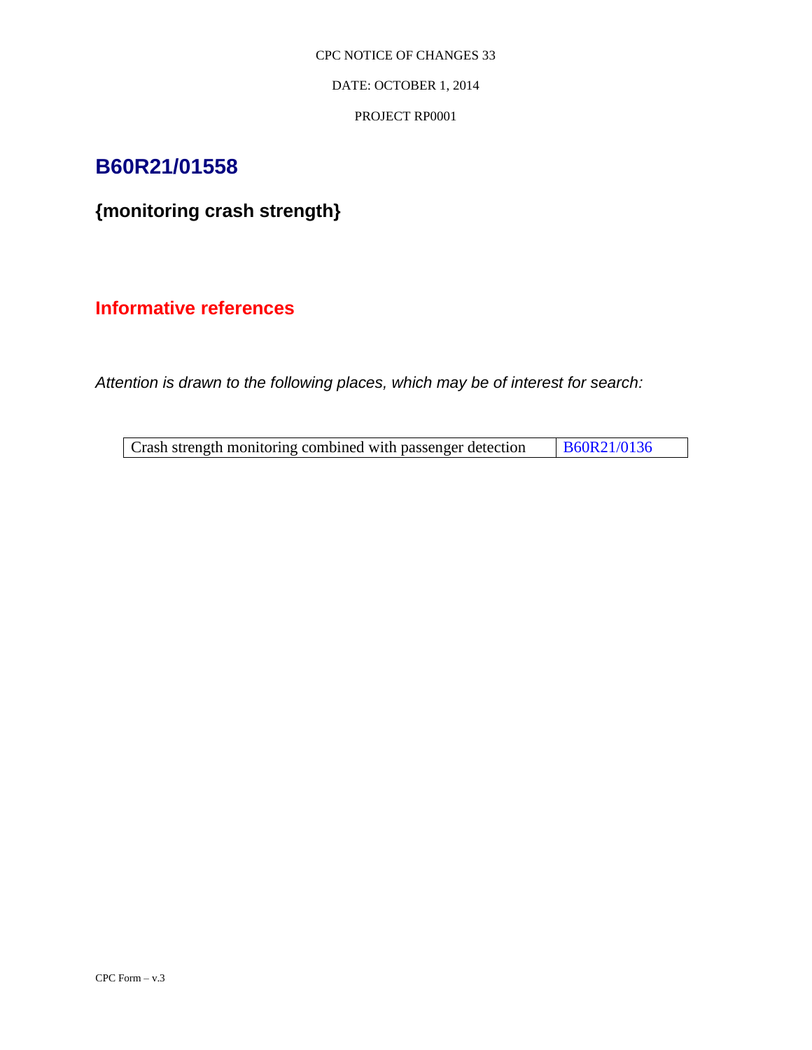CPC NOTICE OF CHANGES 33

DATE: OCTOBER 1, 2014

PROJECT RP0001

# B60R21/01558

## {monitoring crash strength}

## Informative references

*Attention is drawn to the following places, which may be of interest for search:*

| Crash strength monitoring combined with passenger detection | B60R21/0136 |
|---|---|

CPC Form – v.3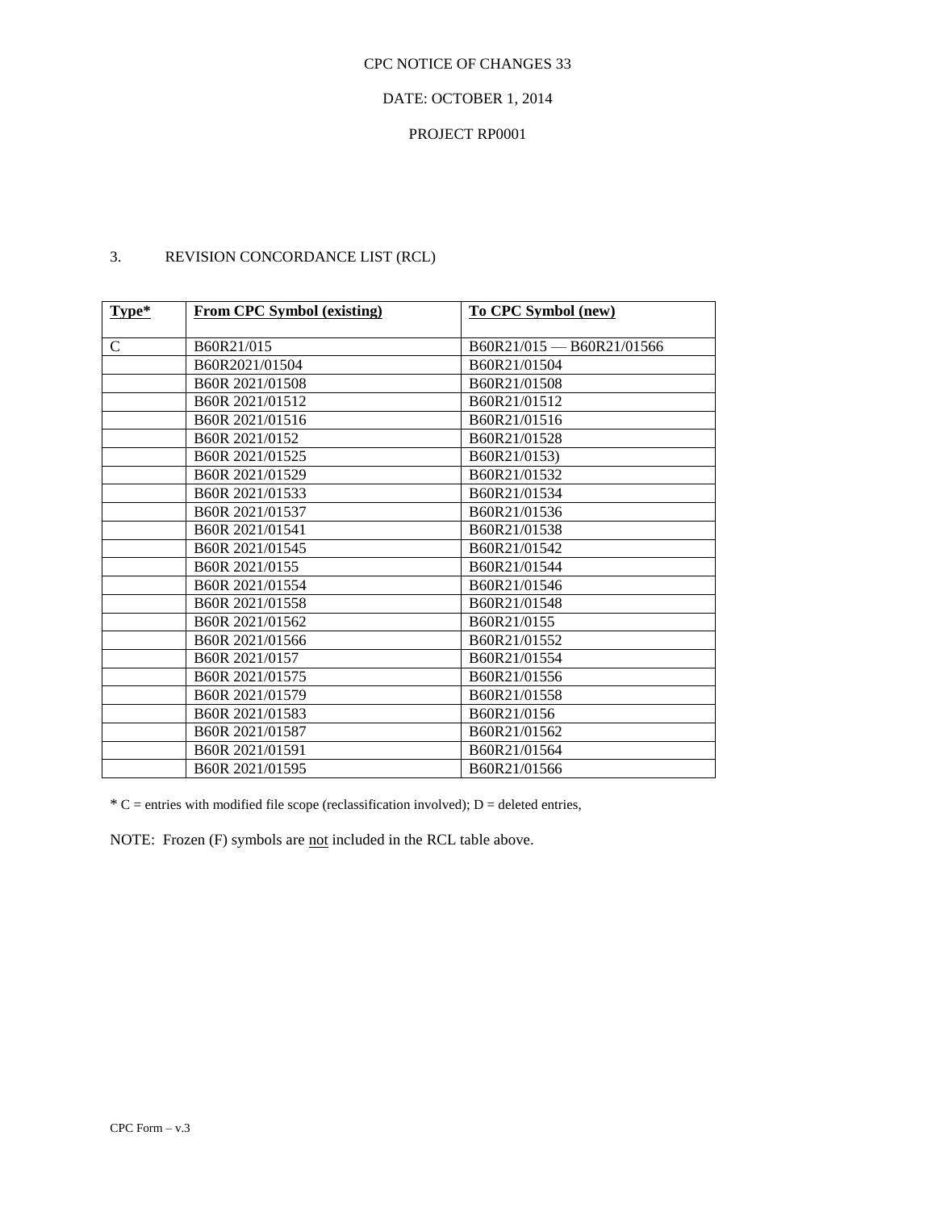CPC NOTICE OF CHANGES 33

DATE: OCTOBER 1, 2014

PROJECT RP0001

3. REVISION CONCORDANCE LIST (RCL)

| Type* | From CPC Symbol (existing) | To CPC Symbol (new) |
|---|---|---|
| C | B60R21/015 | B60R21/015 — B60R21/01566 |
| | B60R2021/01504 | B60R21/01504 |
| | B60R 2021/01508 | B60R21/01508 |
| | B60R 2021/01512 | B60R21/01512 |
| | B60R 2021/01516 | B60R21/01516 |
| | B60R 2021/0152 | B60R21/01528 |
| | B60R 2021/01525 | B60R21/0153) |
| | B60R 2021/01529 | B60R21/01532 |
| | B60R 2021/01533 | B60R21/01534 |
| | B60R 2021/01537 | B60R21/01536 |
| | B60R 2021/01541 | B60R21/01538 |
| | B60R 2021/01545 | B60R21/01542 |
| | B60R 2021/0155 | B60R21/01544 |
| | B60R 2021/01554 | B60R21/01546 |
| | B60R 2021/01558 | B60R21/01548 |
| | B60R 2021/01562 | B60R21/0155 |
| | B60R 2021/01566 | B60R21/01552 |
| | B60R 2021/0157 | B60R21/01554 |
| | B60R 2021/01575 | B60R21/01556 |
| | B60R 2021/01579 | B60R21/01558 |
| | B60R 2021/01583 | B60R21/0156 |
| | B60R 2021/01587 | B60R21/01562 |
| | B60R 2021/01591 | B60R21/01564 |
| | B60R 2021/01595 | B60R21/01566 |

* C = entries with modified file scope (reclassification involved); D = deleted entries,

NOTE: Frozen (F) symbols are not included in the RCL table above.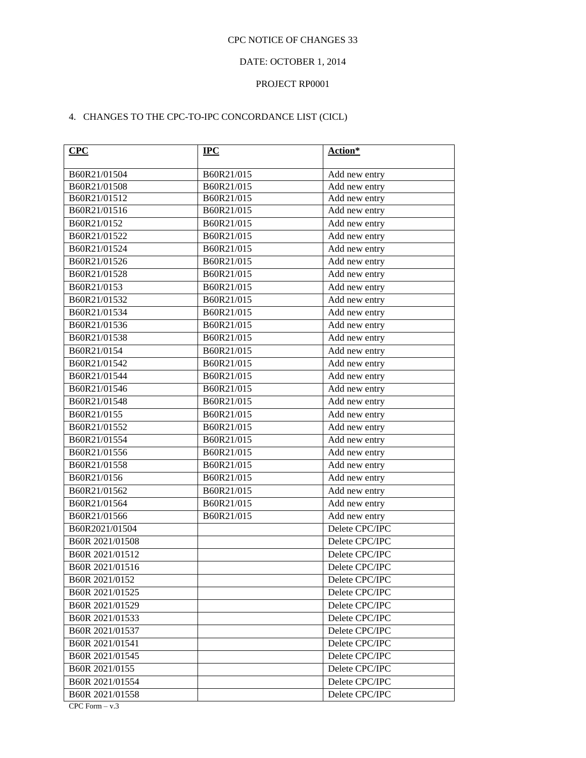CPC NOTICE OF CHANGES 33

DATE: OCTOBER 1, 2014

PROJECT RP0001

4. CHANGES TO THE CPC-TO-IPC CONCORDANCE LIST (CICL)

| **CPC** | **IPC** | **Action*** |
|---|---|---|
| B60R21/01504 | B60R21/015 | Add new entry |
| B60R21/01508 | B60R21/015 | Add new entry |
| B60R21/01512 | B60R21/015 | Add new entry |
| B60R21/01516 | B60R21/015 | Add new entry |
| B60R21/0152 | B60R21/015 | Add new entry |
| B60R21/01522 | B60R21/015 | Add new entry |
| B60R21/01524 | B60R21/015 | Add new entry |
| B60R21/01526 | B60R21/015 | Add new entry |
| B60R21/01528 | B60R21/015 | Add new entry |
| B60R21/0153 | B60R21/015 | Add new entry |
| B60R21/01532 | B60R21/015 | Add new entry |
| B60R21/01534 | B60R21/015 | Add new entry |
| B60R21/01536 | B60R21/015 | Add new entry |
| B60R21/01538 | B60R21/015 | Add new entry |
| B60R21/0154 | B60R21/015 | Add new entry |
| B60R21/01542 | B60R21/015 | Add new entry |
| B60R21/01544 | B60R21/015 | Add new entry |
| B60R21/01546 | B60R21/015 | Add new entry |
| B60R21/01548 | B60R21/015 | Add new entry |
| B60R21/0155 | B60R21/015 | Add new entry |
| B60R21/01552 | B60R21/015 | Add new entry |
| B60R21/01554 | B60R21/015 | Add new entry |
| B60R21/01556 | B60R21/015 | Add new entry |
| B60R21/01558 | B60R21/015 | Add new entry |
| B60R21/0156 | B60R21/015 | Add new entry |
| B60R21/01562 | B60R21/015 | Add new entry |
| B60R21/01564 | B60R21/015 | Add new entry |
| B60R21/01566 | B60R21/015 | Add new entry |
| B60R2021/01504 | | Delete CPC/IPC |
| B60R 2021/01508 | | Delete CPC/IPC |
| B60R 2021/01512 | | Delete CPC/IPC |
| B60R 2021/01516 | | Delete CPC/IPC |
| B60R 2021/0152 | | Delete CPC/IPC |
| B60R 2021/01525 | | Delete CPC/IPC |
| B60R 2021/01529 | | Delete CPC/IPC |
| B60R 2021/01533 | | Delete CPC/IPC |
| B60R 2021/01537 | | Delete CPC/IPC |
| B60R 2021/01541 | | Delete CPC/IPC |
| B60R 2021/01545 | | Delete CPC/IPC |
| B60R 2021/0155 | | Delete CPC/IPC |
| B60R 2021/01554 | | Delete CPC/IPC |
| B60R 2021/01558 | | Delete CPC/IPC |

CPC Form – v.3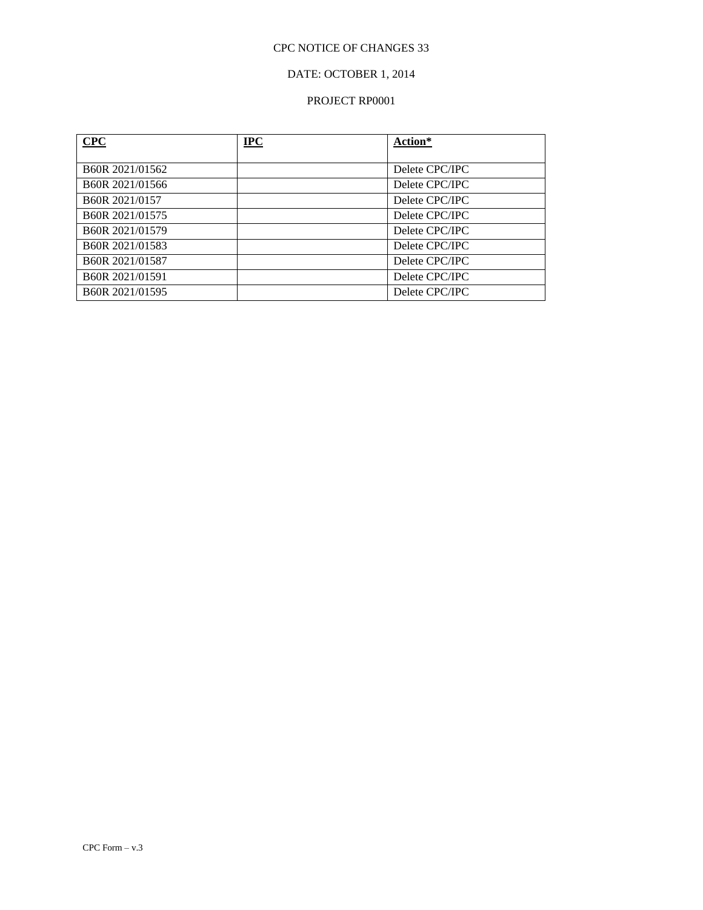CPC NOTICE OF CHANGES 33

DATE: OCTOBER 1, 2014

PROJECT RP0001

| **CPC** | **IPC** | **Action*** |
|---|---|---|
| B60R 2021/01562 | | Delete CPC/IPC |
| B60R 2021/01566 | | Delete CPC/IPC |
| B60R 2021/0157 | | Delete CPC/IPC |
| B60R 2021/01575 | | Delete CPC/IPC |
| B60R 2021/01579 | | Delete CPC/IPC |
| B60R 2021/01583 | | Delete CPC/IPC |
| B60R 2021/01587 | | Delete CPC/IPC |
| B60R 2021/01591 | | Delete CPC/IPC |
| B60R 2021/01595 | | Delete CPC/IPC |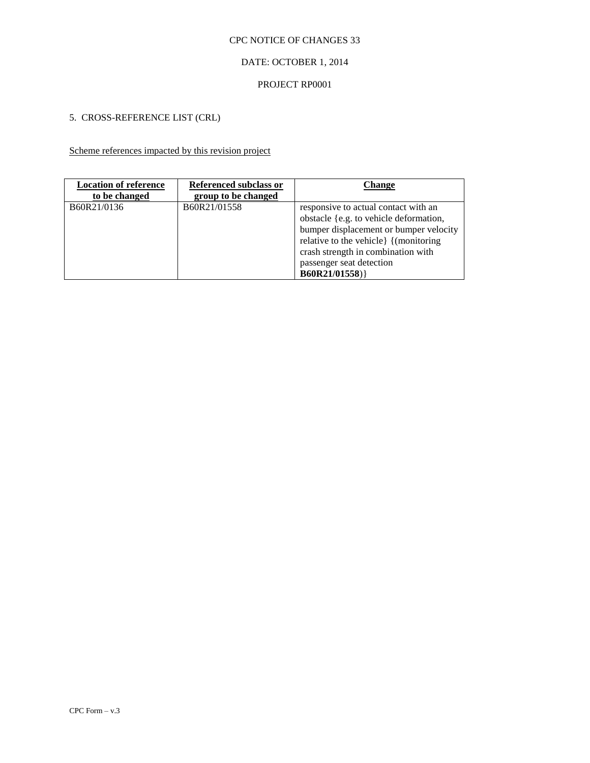CPC NOTICE OF CHANGES 33

DATE: OCTOBER 1, 2014

PROJECT RP0001

5. CROSS-REFERENCE LIST (CRL)

Scheme references impacted by this revision project

| **Location of reference to be changed** | **Referenced subclass or group to be changed** | **Change** |
| --- | --- | --- |
| B60R21/0136 | B60R21/01558 | responsive to actual contact with an obstacle {e.g. to vehicle deformation, bumper displacement or bumper velocity relative to the vehicle} {(monitoring crash strength in combination with passenger seat detection **B60R21/01558**)} |

CPC Form – v.3